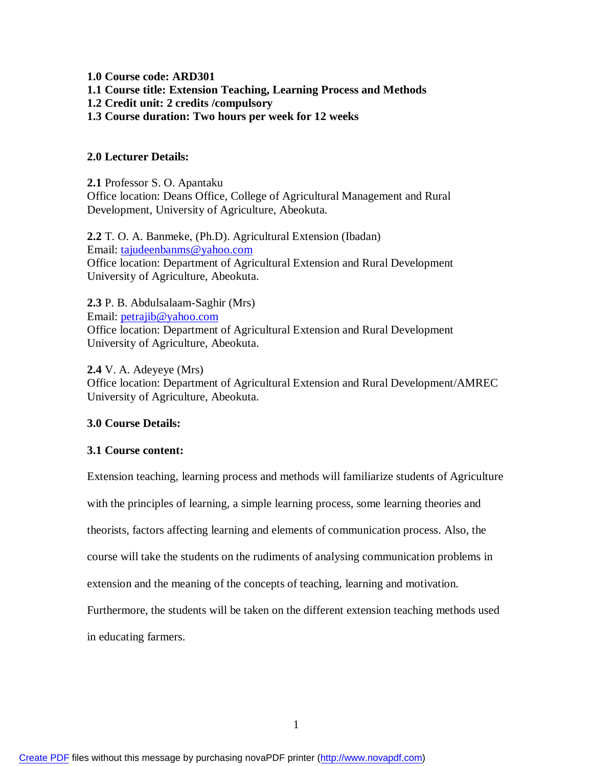**1.0 Course code: ARD301**
**1.1 Course title: Extension Teaching, Learning Process and Methods**
**1.2 Credit unit: 2 credits /compulsory**
**1.3 Course duration: Two hours per week for 12 weeks**

**2.0 Lecturer Details:**

**2.1** Professor S. O. Apantaku
Office location: Deans Office, College of Agricultural Management and Rural Development, University of Agriculture, Abeokuta.

**2.2** T. O. A. Banmeke, (Ph.D). Agricultural Extension (Ibadan)
Email: tajudeenbanms@yahoo.com
Office location: Department of Agricultural Extension and Rural Development University of Agriculture, Abeokuta.

**2.3** P. B. Abdulsalaam-Saghir (Mrs)
Email: petrajib@yahoo.com
Office location: Department of Agricultural Extension and Rural Development University of Agriculture, Abeokuta.

**2.4** V. A. Adeyeye (Mrs)
Office location: Department of Agricultural Extension and Rural Development/AMREC University of Agriculture, Abeokuta.

**3.0 Course Details:**

**3.1 Course content:**

Extension teaching, learning process and methods will familiarize students of Agriculture with the principles of learning, a simple learning process, some learning theories and theorists, factors affecting learning and elements of communication process. Also, the course will take the students on the rudiments of analysing communication problems in extension and the meaning of the concepts of teaching, learning and motivation. Furthermore, the students will be taken on the different extension teaching methods used in educating farmers.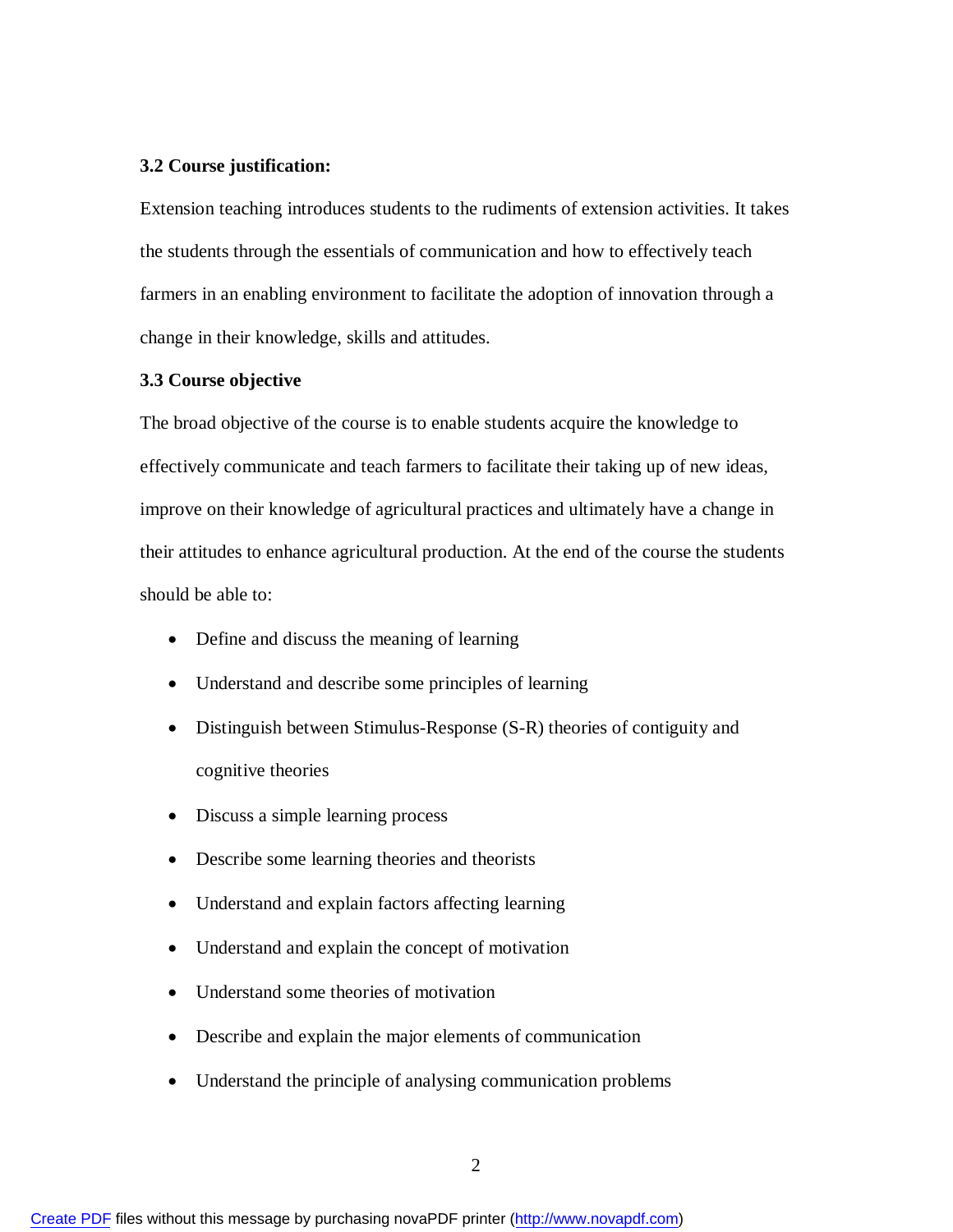### 3.2 Course justification:

Extension teaching introduces students to the rudiments of extension activities. It takes the students through the essentials of communication and how to effectively teach farmers in an enabling environment to facilitate the adoption of innovation through a change in their knowledge, skills and attitudes.

### 3.3 Course objective

The broad objective of the course is to enable students acquire the knowledge to effectively communicate and teach farmers to facilitate their taking up of new ideas, improve on their knowledge of agricultural practices and ultimately have a change in their attitudes to enhance agricultural production. At the end of the course the students should be able to:

- Define and discuss the meaning of learning
- Understand and describe some principles of learning
- Distinguish between Stimulus-Response (S-R) theories of contiguity and cognitive theories
- Discuss a simple learning process
- Describe some learning theories and theorists
- Understand and explain factors affecting learning
- Understand and explain the concept of motivation
- Understand some theories of motivation
- Describe and explain the major elements of communication
- Understand the principle of analysing communication problems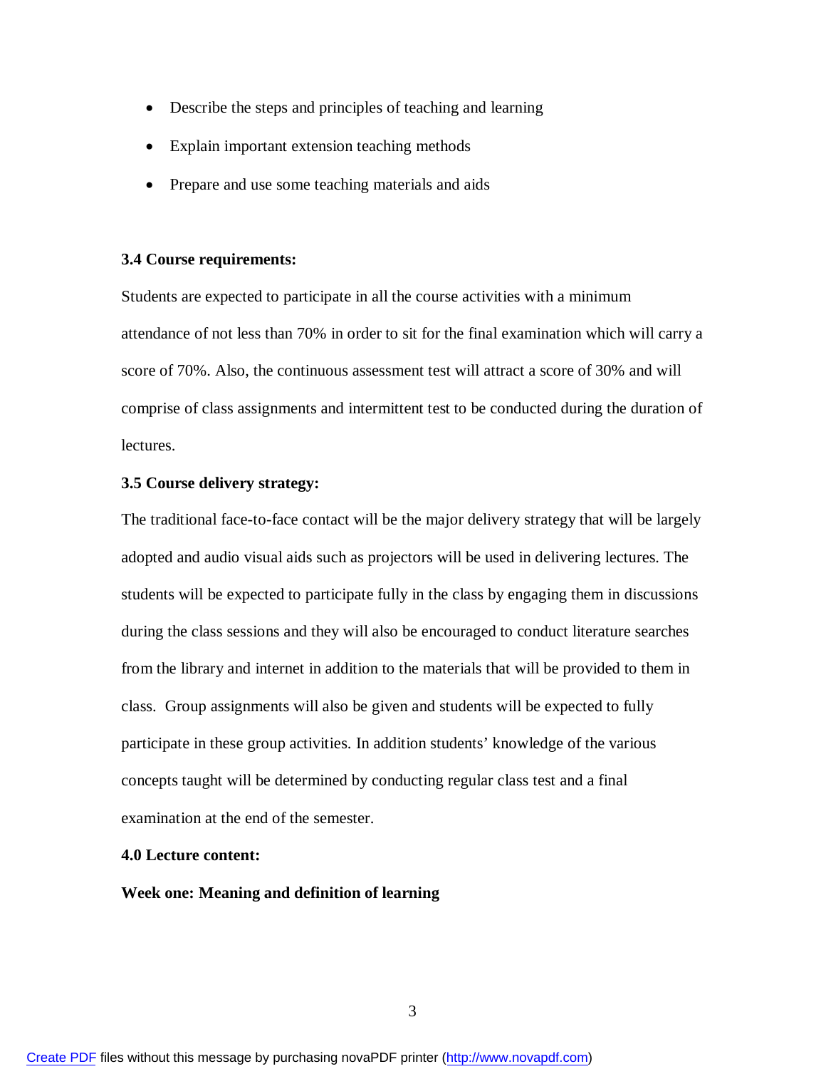- Describe the steps and principles of teaching and learning
- Explain important extension teaching methods
- Prepare and use some teaching materials and aids

### 3.4 Course requirements:

Students are expected to participate in all the course activities with a minimum attendance of not less than 70% in order to sit for the final examination which will carry a score of 70%. Also, the continuous assessment test will attract a score of 30% and will comprise of class assignments and intermittent test to be conducted during the duration of lectures.

### 3.5 Course delivery strategy:

The traditional face-to-face contact will be the major delivery strategy that will be largely adopted and audio visual aids such as projectors will be used in delivering lectures. The students will be expected to participate fully in the class by engaging them in discussions during the class sessions and they will also be encouraged to conduct literature searches from the library and internet in addition to the materials that will be provided to them in class. Group assignments will also be given and students will be expected to fully participate in these group activities. In addition students' knowledge of the various concepts taught will be determined by conducting regular class test and a final examination at the end of the semester.

## 4.0 Lecture content:

### Week one: Meaning and definition of learning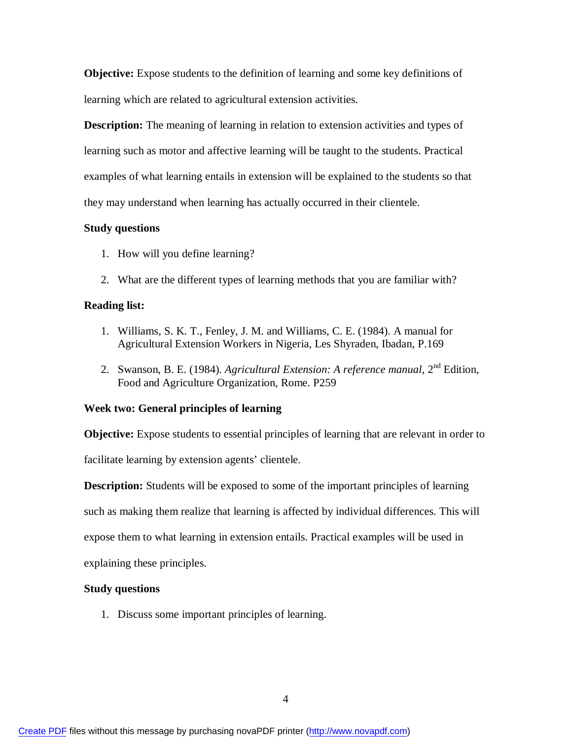**Objective:** Expose students to the definition of learning and some key definitions of learning which are related to agricultural extension activities.

**Description:** The meaning of learning in relation to extension activities and types of learning such as motor and affective learning will be taught to the students. Practical examples of what learning entails in extension will be explained to the students so that they may understand when learning has actually occurred in their clientele.

**Study questions**

1. How will you define learning?
2. What are the different types of learning methods that you are familiar with?

**Reading list:**

1. Williams, S. K. T., Fenley, J. M. and Williams, C. E. (1984). A manual for Agricultural Extension Workers in Nigeria, Les Shyraden, Ibadan, P.169
2. Swanson, B. E. (1984). *Agricultural Extension: A reference manual*, 2nd Edition, Food and Agriculture Organization, Rome. P259

**Week two: General principles of learning**

**Objective:** Expose students to essential principles of learning that are relevant in order to facilitate learning by extension agents' clientele.

**Description:** Students will be exposed to some of the important principles of learning such as making them realize that learning is affected by individual differences. This will expose them to what learning in extension entails. Practical examples will be used in explaining these principles.

**Study questions**

1. Discuss some important principles of learning.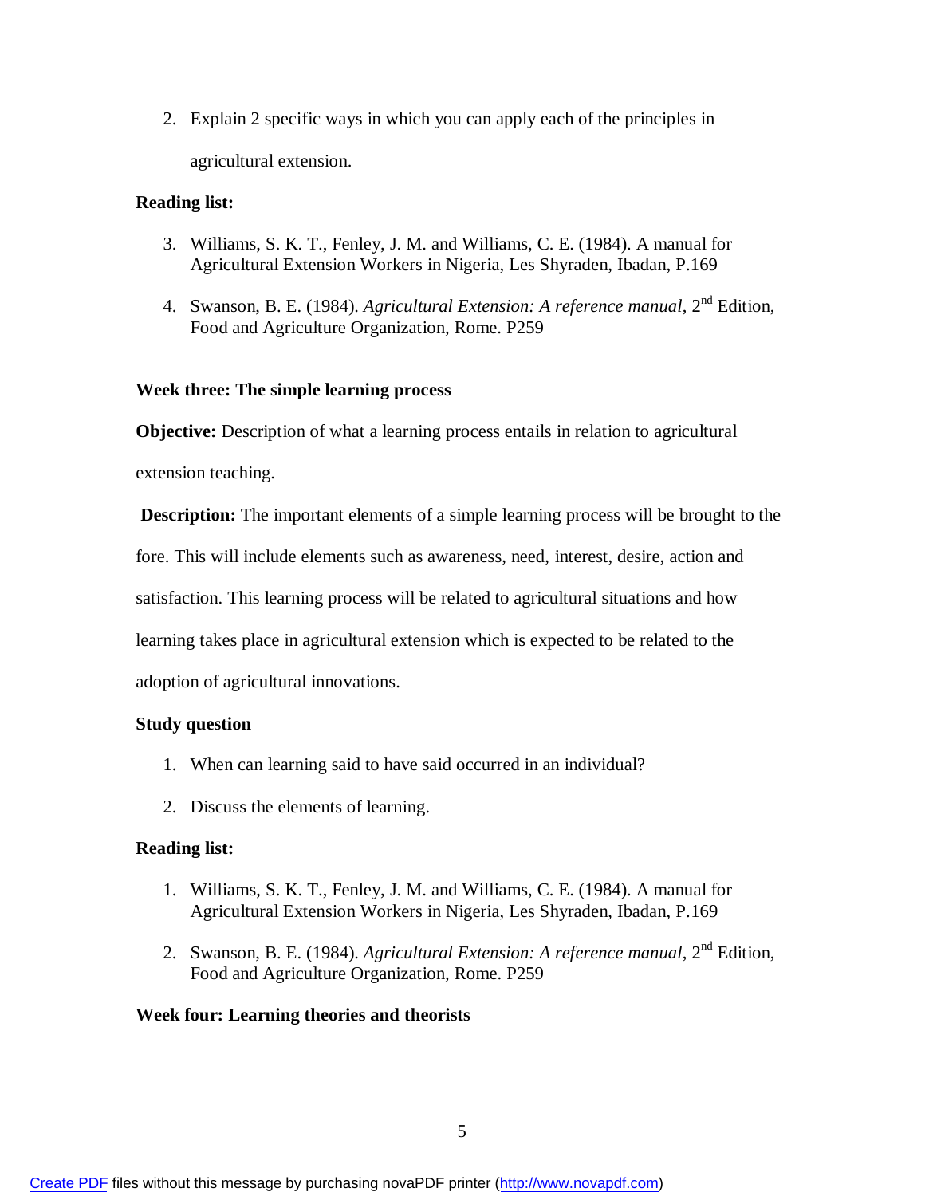2. Explain 2 specific ways in which you can apply each of the principles in agricultural extension.

**Reading list:**

3. Williams, S. K. T., Fenley, J. M. and Williams, C. E. (1984). A manual for Agricultural Extension Workers in Nigeria, Les Shyraden, Ibadan, P.169

4. Swanson, B. E. (1984). *Agricultural Extension: A reference manual*, 2nd Edition, Food and Agriculture Organization, Rome. P259

**Week three: The simple learning process**

**Objective:** Description of what a learning process entails in relation to agricultural extension teaching.

**Description:** The important elements of a simple learning process will be brought to the fore. This will include elements such as awareness, need, interest, desire, action and satisfaction. This learning process will be related to agricultural situations and how learning takes place in agricultural extension which is expected to be related to the adoption of agricultural innovations.

**Study question**

1. When can learning said to have said occurred in an individual?
2. Discuss the elements of learning.

**Reading list:**

1. Williams, S. K. T., Fenley, J. M. and Williams, C. E. (1984). A manual for Agricultural Extension Workers in Nigeria, Les Shyraden, Ibadan, P.169

2. Swanson, B. E. (1984). *Agricultural Extension: A reference manual*, 2nd Edition, Food and Agriculture Organization, Rome. P259

**Week four: Learning theories and theorists**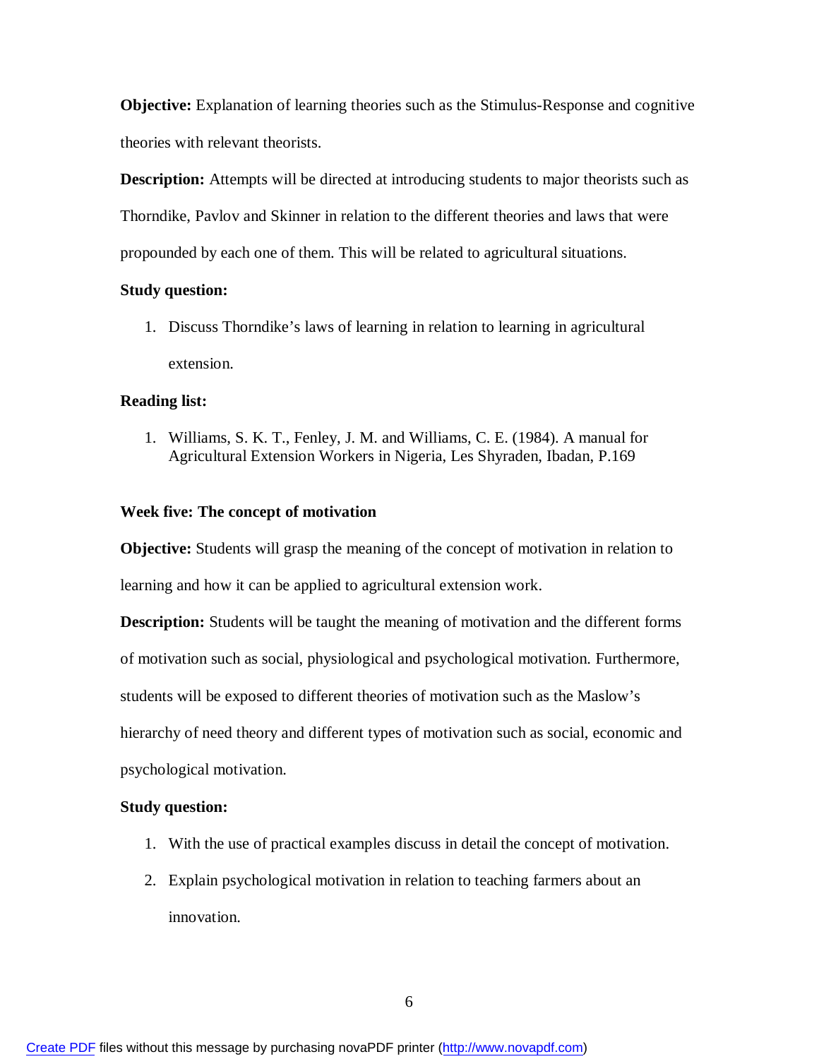**Objective:** Explanation of learning theories such as the Stimulus-Response and cognitive theories with relevant theorists.

**Description:** Attempts will be directed at introducing students to major theorists such as Thorndike, Pavlov and Skinner in relation to the different theories and laws that were propounded by each one of them. This will be related to agricultural situations.

**Study question:**

1. Discuss Thorndike's laws of learning in relation to learning in agricultural extension.

**Reading list:**

1. Williams, S. K. T., Fenley, J. M. and Williams, C. E. (1984). A manual for Agricultural Extension Workers in Nigeria, Les Shyraden, Ibadan, P.169

**Week five: The concept of motivation**

**Objective:** Students will grasp the meaning of the concept of motivation in relation to learning and how it can be applied to agricultural extension work.

**Description:** Students will be taught the meaning of motivation and the different forms of motivation such as social, physiological and psychological motivation. Furthermore, students will be exposed to different theories of motivation such as the Maslow's hierarchy of need theory and different types of motivation such as social, economic and psychological motivation.

**Study question:**

1. With the use of practical examples discuss in detail the concept of motivation.
2. Explain psychological motivation in relation to teaching farmers about an innovation.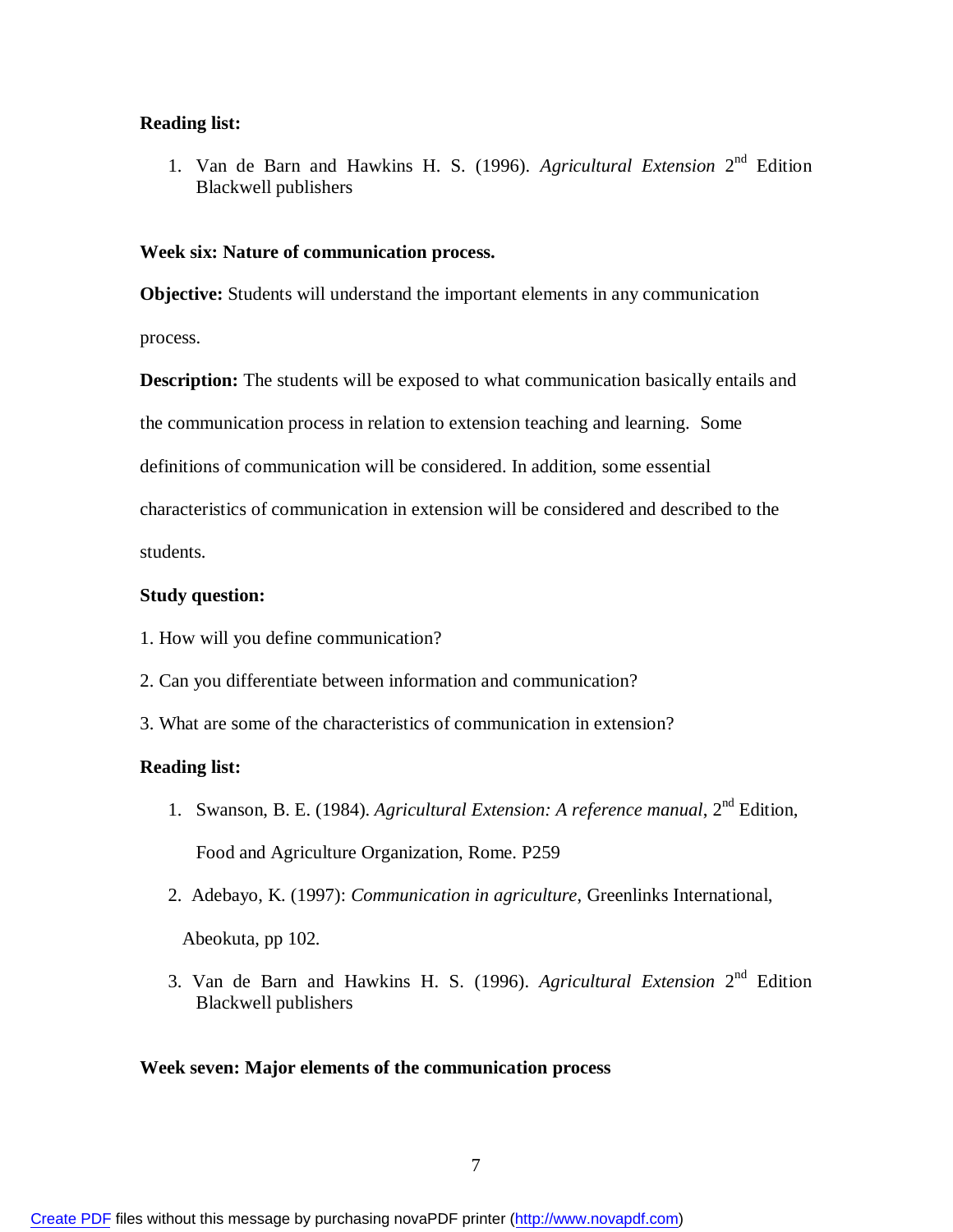**Reading list:**

1. Van de Barn and Hawkins H. S. (1996). *Agricultural Extension* 2nd Edition Blackwell publishers

**Week six: Nature of communication process.**

**Objective:** Students will understand the important elements in any communication process.

**Description:** The students will be exposed to what communication basically entails and the communication process in relation to extension teaching and learning. Some definitions of communication will be considered. In addition, some essential characteristics of communication in extension will be considered and described to the students.

**Study question:**

1. How will you define communication?
2. Can you differentiate between information and communication?
3. What are some of the characteristics of communication in extension?

**Reading list:**

1. Swanson, B. E. (1984). *Agricultural Extension: A reference manual*, 2nd Edition, Food and Agriculture Organization, Rome. P259
2. Adebayo, K. (1997): *Communication in agriculture*, Greenlinks International, Abeokuta, pp 102.
3. Van de Barn and Hawkins H. S. (1996). *Agricultural Extension* 2nd Edition Blackwell publishers

**Week seven: Major elements of the communication process**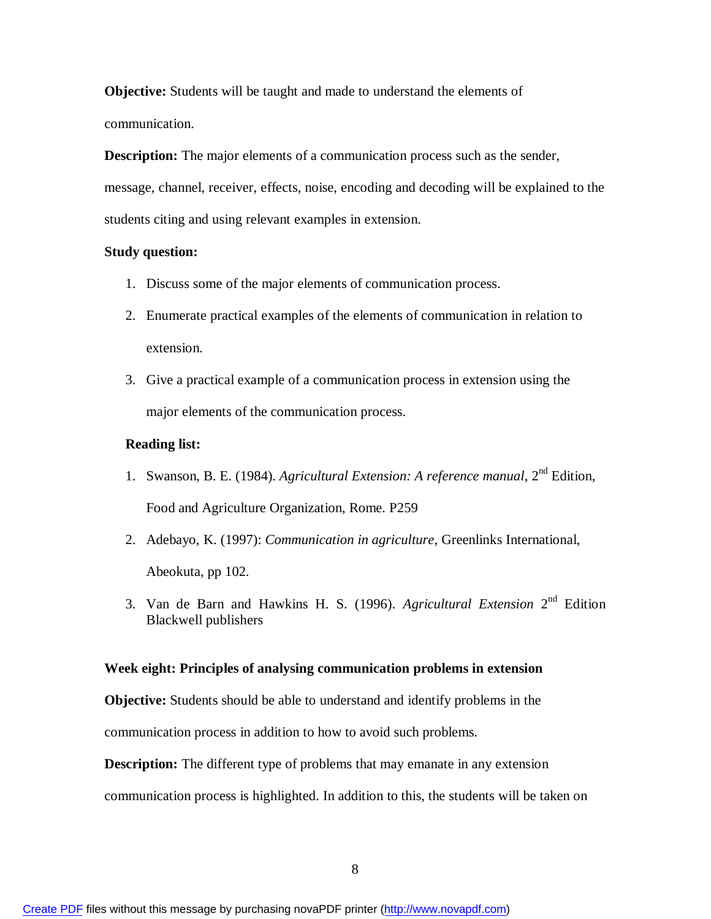**Objective:** Students will be taught and made to understand the elements of communication.

**Description:** The major elements of a communication process such as the sender, message, channel, receiver, effects, noise, encoding and decoding will be explained to the students citing and using relevant examples in extension.

**Study question:**

1. Discuss some of the major elements of communication process.
2. Enumerate practical examples of the elements of communication in relation to extension.
3. Give a practical example of a communication process in extension using the major elements of the communication process.

**Reading list:**

1. Swanson, B. E. (1984). *Agricultural Extension: A reference manual*, 2nd Edition, Food and Agriculture Organization, Rome. P259
2. Adebayo, K. (1997): *Communication in agriculture*, Greenlinks International, Abeokuta, pp 102.
3. Van de Barn and Hawkins H. S. (1996). *Agricultural Extension* 2nd Edition Blackwell publishers

**Week eight: Principles of analysing communication problems in extension**

**Objective:** Students should be able to understand and identify problems in the communication process in addition to how to avoid such problems.

**Description:** The different type of problems that may emanate in any extension communication process is highlighted. In addition to this, the students will be taken on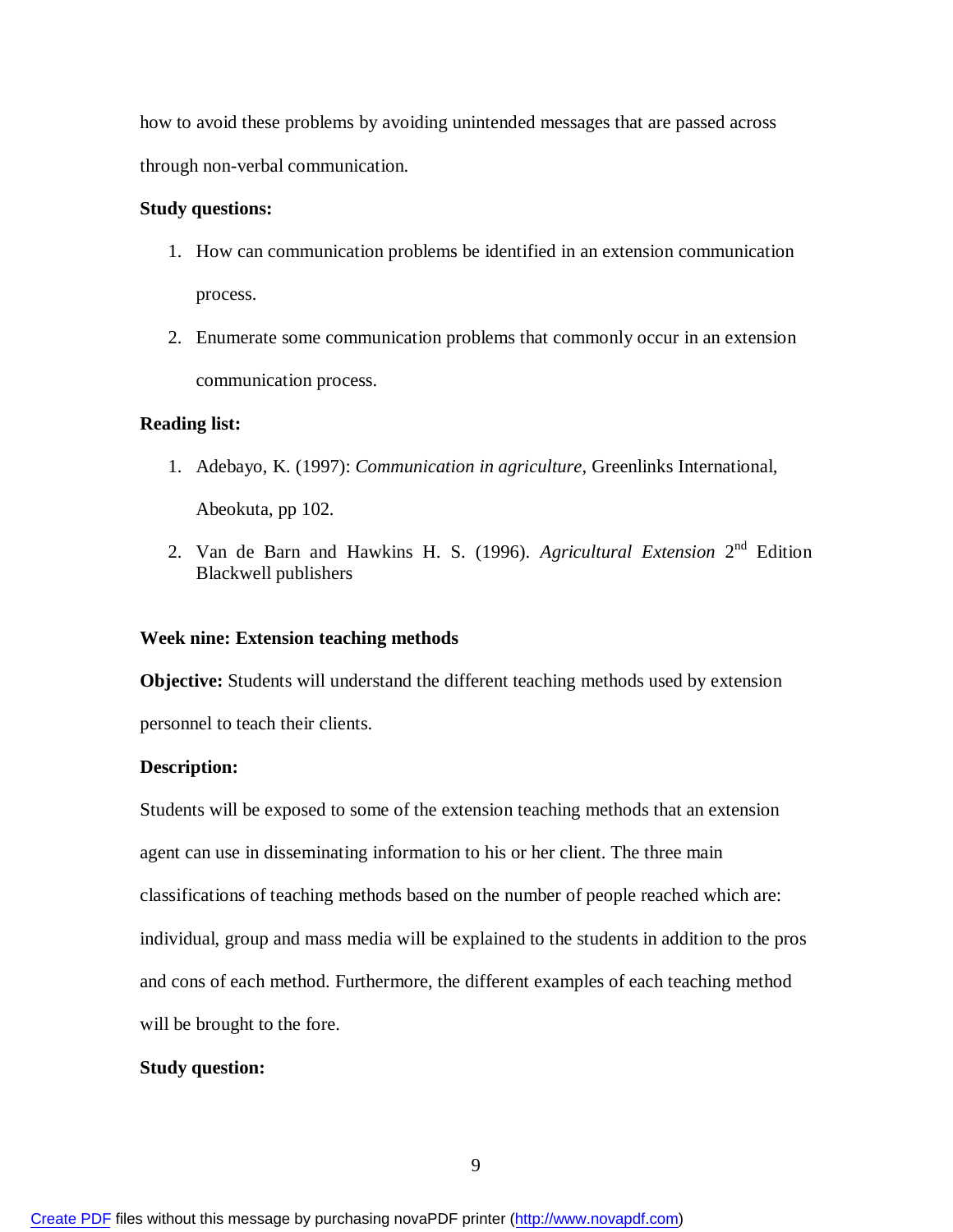how to avoid these problems by avoiding unintended messages that are passed across through non-verbal communication.

**Study questions:**

1. How can communication problems be identified in an extension communication process.
2. Enumerate some communication problems that commonly occur in an extension communication process.

**Reading list:**

1. Adebayo, K. (1997): *Communication in agriculture*, Greenlinks International, Abeokuta, pp 102.
2. Van de Barn and Hawkins H. S. (1996). *Agricultural Extension* 2nd Edition Blackwell publishers

**Week nine: Extension teaching methods**

**Objective:** Students will understand the different teaching methods used by extension personnel to teach their clients.

**Description:**

Students will be exposed to some of the extension teaching methods that an extension agent can use in disseminating information to his or her client. The three main classifications of teaching methods based on the number of people reached which are: individual, group and mass media will be explained to the students in addition to the pros and cons of each method. Furthermore, the different examples of each teaching method will be brought to the fore.

**Study question:**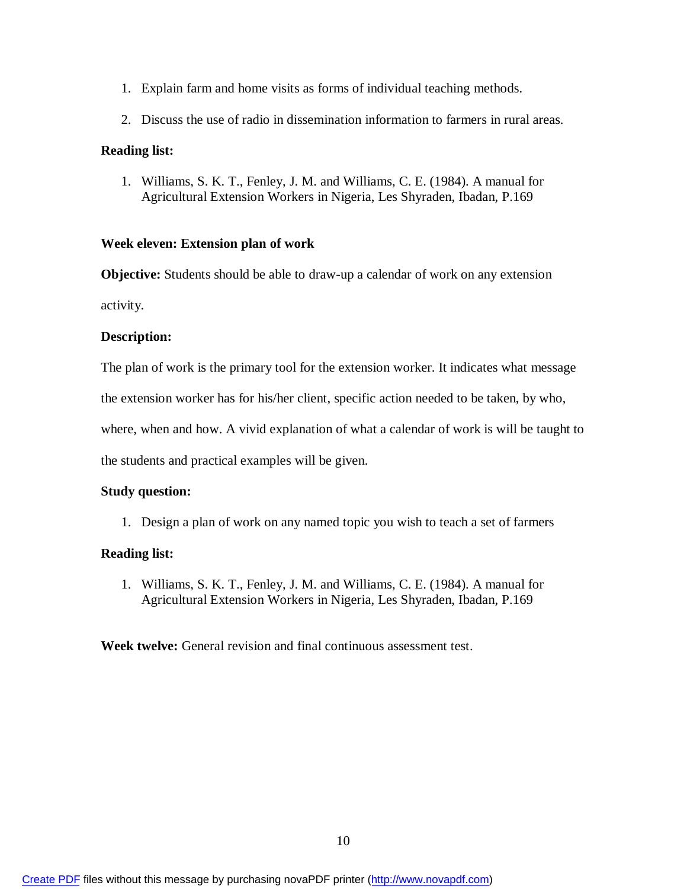1. Explain farm and home visits as forms of individual teaching methods.
2. Discuss the use of radio in dissemination information to farmers in rural areas.

**Reading list:**

1. Williams, S. K. T., Fenley, J. M. and Williams, C. E. (1984). A manual for Agricultural Extension Workers in Nigeria, Les Shyraden, Ibadan, P.169

**Week eleven: Extension plan of work**

**Objective:** Students should be able to draw-up a calendar of work on any extension activity.

**Description:**

The plan of work is the primary tool for the extension worker. It indicates what message the extension worker has for his/her client, specific action needed to be taken, by who, where, when and how. A vivid explanation of what a calendar of work is will be taught to the students and practical examples will be given.

**Study question:**

1. Design a plan of work on any named topic you wish to teach a set of farmers

**Reading list:**

1. Williams, S. K. T., Fenley, J. M. and Williams, C. E. (1984). A manual for Agricultural Extension Workers in Nigeria, Les Shyraden, Ibadan, P.169

**Week twelve:** General revision and final continuous assessment test.